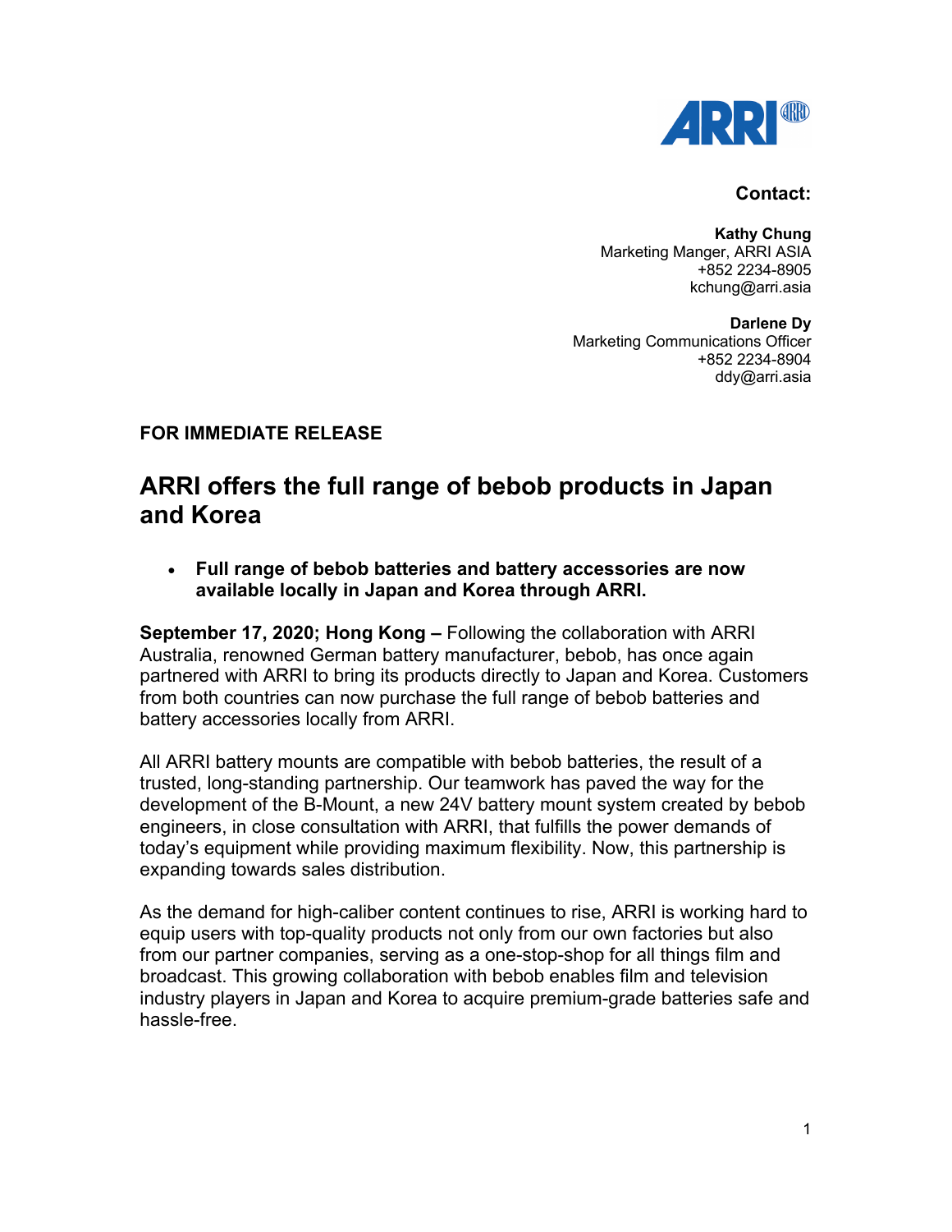**Contact:**

**Kathy Chung**
Marketing Manger, ARRI ASIA
+852 2234-8905
kchung@arri.asia

**Darlene Dy**
Marketing Communications Officer
+852 2234-8904
ddy@arri.asia

**FOR IMMEDIATE RELEASE**

# ARRI offers the full range of bebob products in Japan and Korea

- **Full range of bebob batteries and battery accessories are now available locally in Japan and Korea through ARRI.**

**September 17, 2020; Hong Kong –** Following the collaboration with ARRI Australia, renowned German battery manufacturer, bebob, has once again partnered with ARRI to bring its products directly to Japan and Korea. Customers from both countries can now purchase the full range of bebob batteries and battery accessories locally from ARRI.

All ARRI battery mounts are compatible with bebob batteries, the result of a trusted, long-standing partnership. Our teamwork has paved the way for the development of the B-Mount, a new 24V battery mount system created by bebob engineers, in close consultation with ARRI, that fulfills the power demands of today's equipment while providing maximum flexibility. Now, this partnership is expanding towards sales distribution.

As the demand for high-caliber content continues to rise, ARRI is working hard to equip users with top-quality products not only from our own factories but also from our partner companies, serving as a one-stop-shop for all things film and broadcast. This growing collaboration with bebob enables film and television industry players in Japan and Korea to acquire premium-grade batteries safe and hassle-free.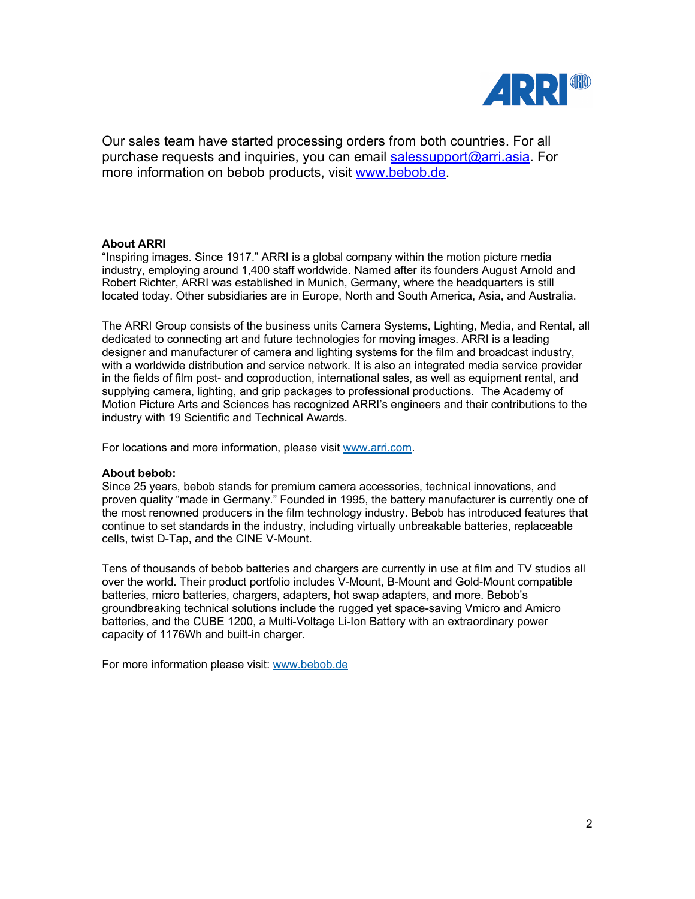Our sales team have started processing orders from both countries. For all purchase requests and inquiries, you can email salessupport@arri.asia. For more information on bebob products, visit www.bebob.de.

**About ARRI**

"Inspiring images. Since 1917." ARRI is a global company within the motion picture media industry, employing around 1,400 staff worldwide. Named after its founders August Arnold and Robert Richter, ARRI was established in Munich, Germany, where the headquarters is still located today. Other subsidiaries are in Europe, North and South America, Asia, and Australia.

The ARRI Group consists of the business units Camera Systems, Lighting, Media, and Rental, all dedicated to connecting art and future technologies for moving images. ARRI is a leading designer and manufacturer of camera and lighting systems for the film and broadcast industry, with a worldwide distribution and service network. It is also an integrated media service provider in the fields of film post- and coproduction, international sales, as well as equipment rental, and supplying camera, lighting, and grip packages to professional productions. The Academy of Motion Picture Arts and Sciences has recognized ARRI's engineers and their contributions to the industry with 19 Scientific and Technical Awards.

For locations and more information, please visit www.arri.com.

**About bebob:**

Since 25 years, bebob stands for premium camera accessories, technical innovations, and proven quality "made in Germany." Founded in 1995, the battery manufacturer is currently one of the most renowned producers in the film technology industry. Bebob has introduced features that continue to set standards in the industry, including virtually unbreakable batteries, replaceable cells, twist D-Tap, and the CINE V-Mount.

Tens of thousands of bebob batteries and chargers are currently in use at film and TV studios all over the world. Their product portfolio includes V-Mount, B-Mount and Gold-Mount compatible batteries, micro batteries, chargers, adapters, hot swap adapters, and more. Bebob's groundbreaking technical solutions include the rugged yet space-saving Vmicro and Amicro batteries, and the CUBE 1200, a Multi-Voltage Li-Ion Battery with an extraordinary power capacity of 1176Wh and built-in charger.

For more information please visit: www.bebob.de